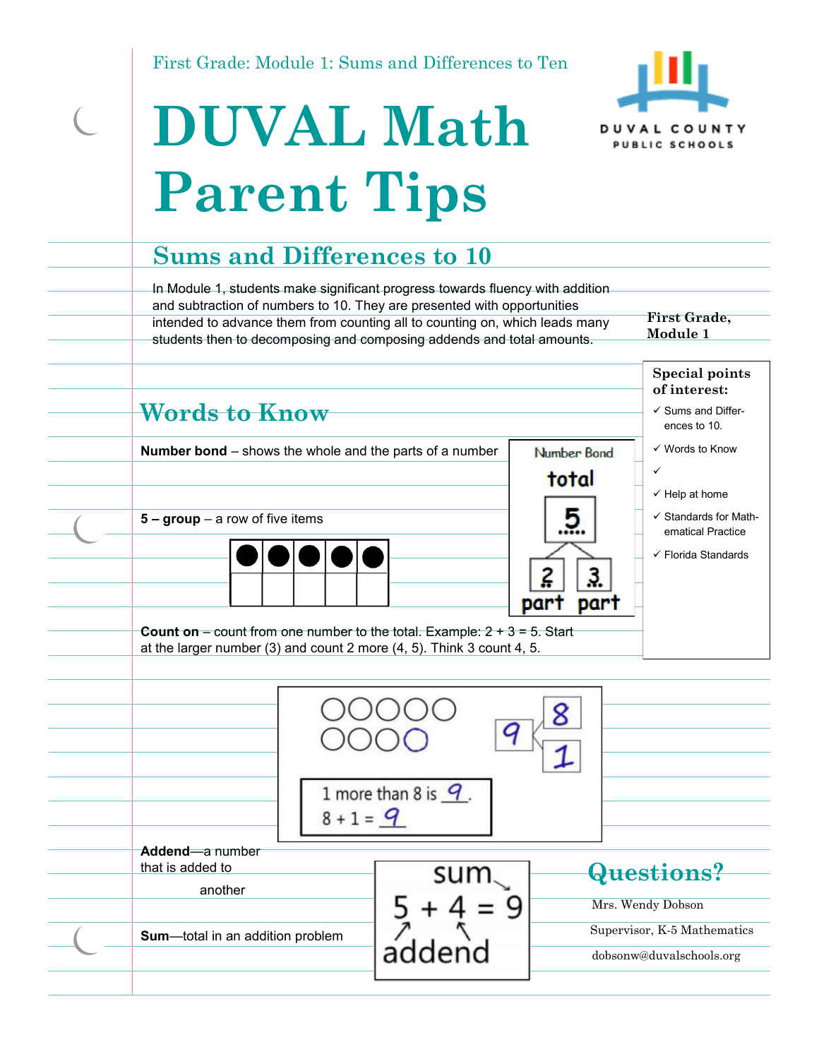First Grade: Module 1: Sums and Differences to Ten

# DUVAL Math Parent Tips

DUVAL COUNTY PUBLIC SCHOOLS

## Sums and Differences to 10

In Module 1, students make significant progress towards fluency with addition and subtraction of numbers to 10. They are presented with opportunities intended to advance them from counting all to counting on, which leads many students then to decomposing and composing addends and total amounts.

**First Grade, Module 1**

**Special points of interest:**

- ✓ Sums and Differences to 10.
- ✓ Words to Know
- ✓
- ✓ Help at home
- ✓ Standards for Mathematical Practice
- ✓ Florida Standards

## Words to Know

**Number bond** – shows the whole and the parts of a number

Number Bond: total 5; part 2, part 3

**5 – group** – a row of five items

**Count on** – count from one number to the total. Example: 2 + 3 = 5. Start at the larger number (3) and count 2 more (4, 5). Think 3 count 4, 5.

1 more than 8 is 9.
8 + 1 = 9

**Addend**—a number that is added to another

**Sum**—total in an addition problem

sum: 5 + 4 = 9 (addend, addend)

## Questions?

Mrs. Wendy Dobson

Supervisor, K-5 Mathematics

dobsonw@duvalschools.org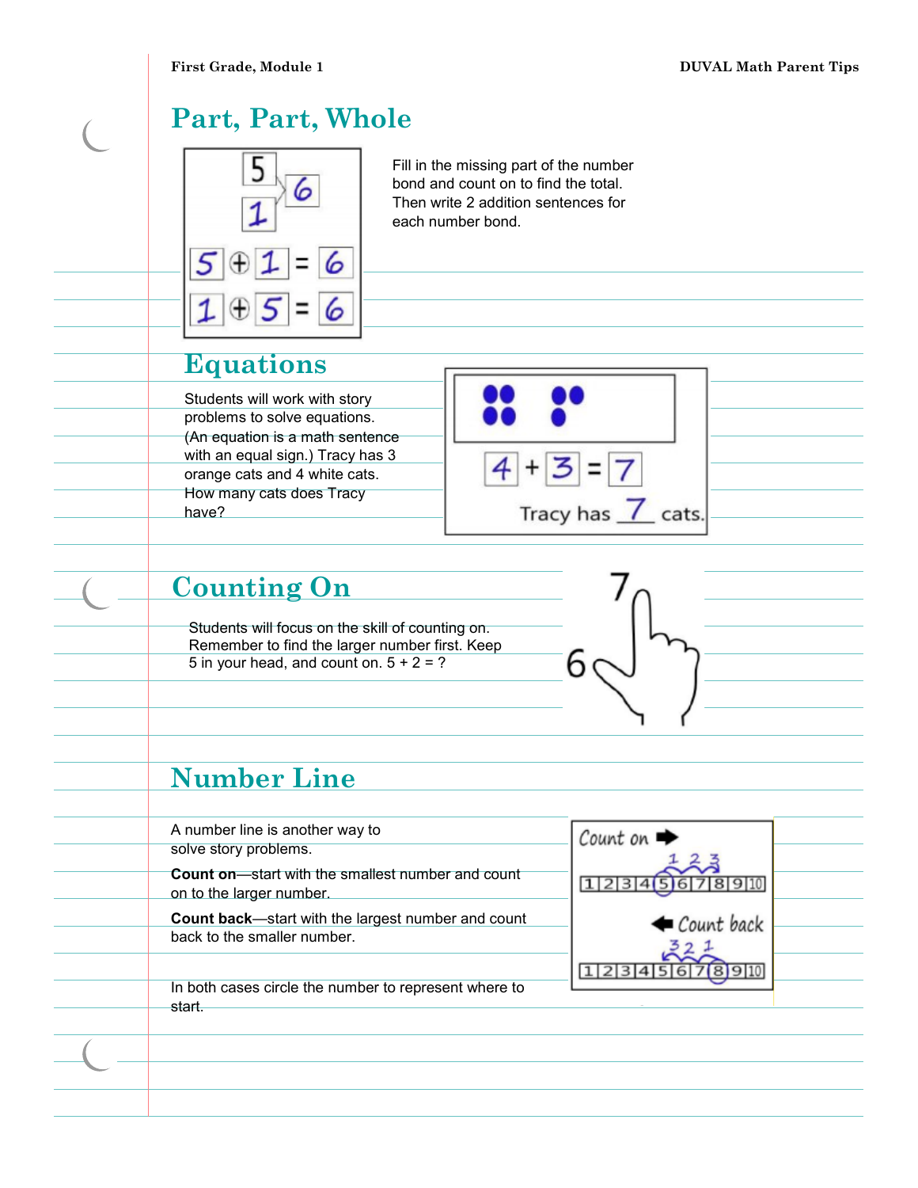## Part, Part, Whole

Fill in the missing part of the number bond and count on to find the total. Then write 2 addition sentences for each number bond.

$5 + 1 = 6$

$1 + 5 = 6$

## Equations

Students will work with story problems to solve equations. (An equation is a math sentence with an equal sign.) Tracy has 3 orange cats and 4 white cats. How many cats does Tracy have?

$4 + 3 = 7$

Tracy has 7 cats.

## Counting On

Students will focus on the skill of counting on. Remember to find the larger number first. Keep 5 in your head, and count on. 5 + 2 = ?

## Number Line

A number line is another way to solve story problems.

**Count on**—start with the smallest number and count on to the larger number.

**Count back**—start with the largest number and count back to the smaller number.

In both cases circle the number to represent where to start.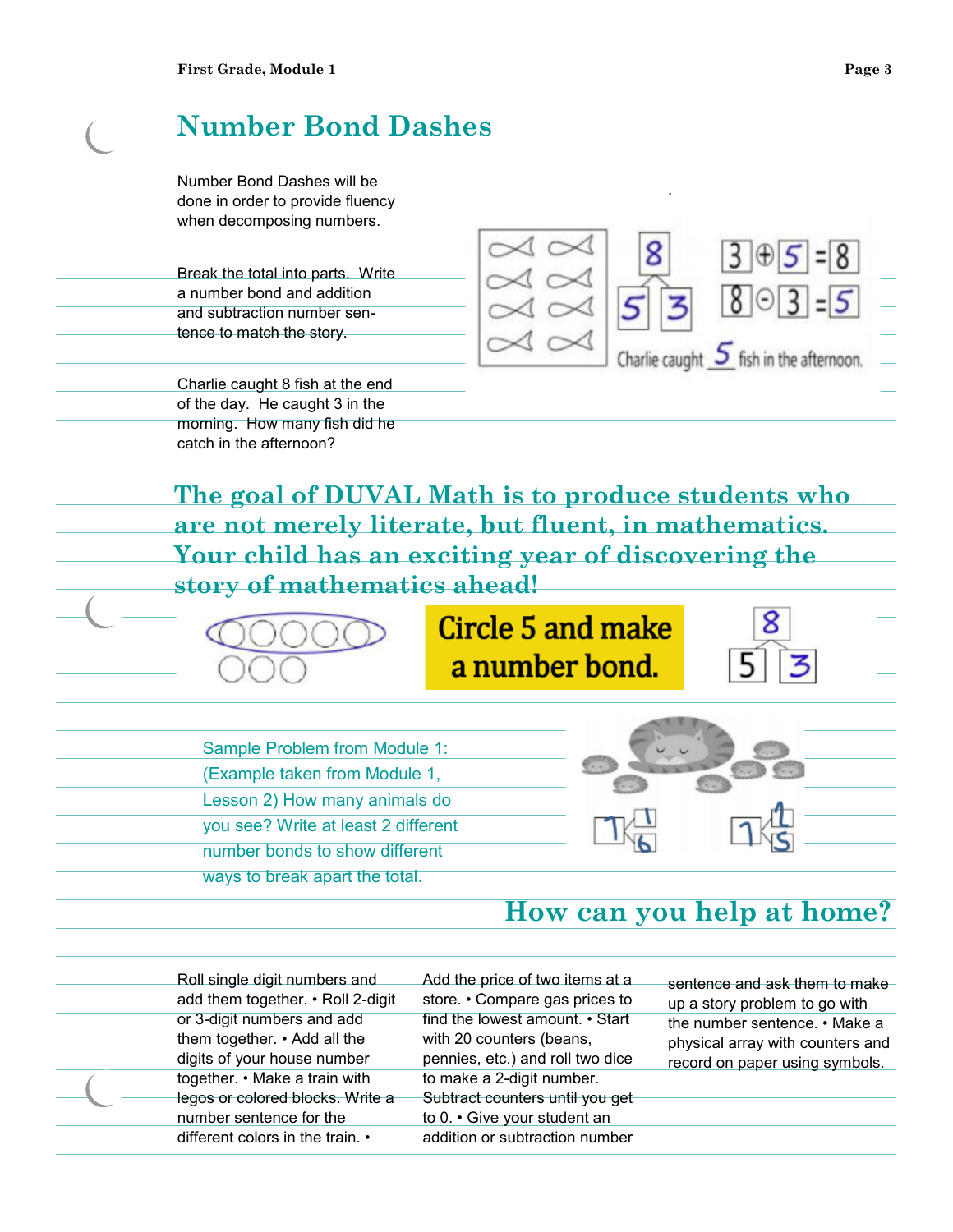## Number Bond Dashes

Number Bond Dashes will be done in order to provide fluency when decomposing numbers.

Break the total into parts. Write a number bond and addition and subtraction number sentence to match the story.

Charlie caught 8 fish at the end of the day. He caught 3 in the morning. How many fish did he catch in the afternoon?

8

5 3

3 ⊕ 5 = 8

8 ⊖ 3 = 5

Charlie caught 5 fish in the afternoon.

## The goal of DUVAL Math is to produce students who are not merely literate, but fluent, in mathematics. Your child has an exciting year of discovering the story of mathematics ahead!

**Circle 5 and make a number bond.**

8

5 3

Sample Problem from Module 1: (Example taken from Module 1, Lesson 2) How many animals do you see? Write at least 2 different number bonds to show different ways to break apart the total.

7 — 1, 6

7 — 2, 5

## How can you help at home?

Roll single digit numbers and add them together. • Roll 2-digit or 3-digit numbers and add them together. • Add all the digits of your house number together. • Make a train with legos or colored blocks. Write a number sentence for the different colors in the train. • Add the price of two items at a store. • Compare gas prices to find the lowest amount. • Start with 20 counters (beans, pennies, etc.) and roll two dice to make a 2-digit number. Subtract counters until you get to 0. • Give your student an addition or subtraction number sentence and ask them to make up a story problem to go with the number sentence. • Make a physical array with counters and record on paper using symbols.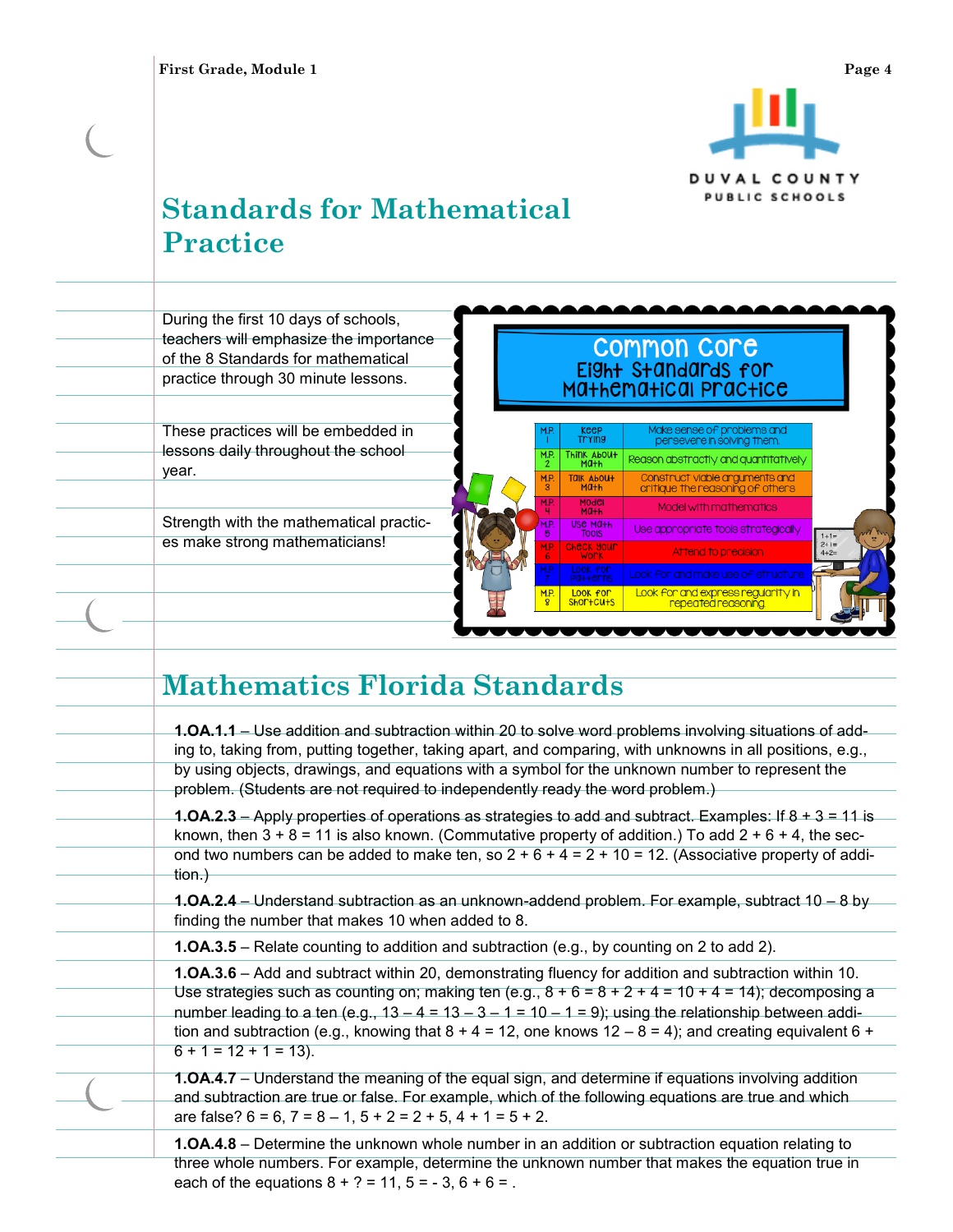## Standards for Mathematical Practice

During the first 10 days of schools, teachers will emphasize the importance of the 8 Standards for mathematical practice through 30 minute lessons.

These practices will be embedded in lessons daily throughout the school year.

Strength with the mathematical practices make strong mathematicians!

**Common Core**
**Eight Standards for Mathematical Practice**

| | | |
|---|---|---|
| M.P. 1 | Keep Trying | Make sense of problems and persevere in solving them. |
| M.P. 2 | Think About Math | Reason abstractly and quantitatively |
| M.P. 3 | Talk About Math | Construct viable arguments and critique the reasoning of others |
| M.P. 4 | Model Math | Model with mathematics |
| M.P. 5 | Use Math Tools | Use appropriate tools strategically |
| M.P. 6 | Check your Work | Attend to precision |
| M.P. 7 | Look for Patterns | Look for and make use of structure |
| M.P. 8 | Look for ShortCuts | Look for and express regularity in repeated reasoning |

## Mathematics Florida Standards

**1.OA.1.1** – Use addition and subtraction within 20 to solve word problems involving situations of adding to, taking from, putting together, taking apart, and comparing, with unknowns in all positions, e.g., by using objects, drawings, and equations with a symbol for the unknown number to represent the problem. (Students are not required to independently ready the word problem.)

**1.OA.2.3** – Apply properties of operations as strategies to add and subtract. Examples: If 8 + 3 = 11 is known, then 3 + 8 = 11 is also known. (Commutative property of addition.) To add 2 + 6 + 4, the second two numbers can be added to make ten, so 2 + 6 + 4 = 2 + 10 = 12. (Associative property of addition.)

**1.OA.2.4** – Understand subtraction as an unknown-addend problem. For example, subtract 10 – 8 by finding the number that makes 10 when added to 8.

**1.OA.3.5** – Relate counting to addition and subtraction (e.g., by counting on 2 to add 2).

**1.OA.3.6** – Add and subtract within 20, demonstrating fluency for addition and subtraction within 10. Use strategies such as counting on; making ten (e.g., 8 + 6 = 8 + 2 + 4 = 10 + 4 = 14); decomposing a number leading to a ten (e.g., 13 – 4 = 13 – 3 – 1 = 10 – 1 = 9); using the relationship between addition and subtraction (e.g., knowing that 8 + 4 = 12, one knows 12 – 8 = 4); and creating equivalent 6 + 6 + 1 = 12 + 1 = 13).

**1.OA.4.7** – Understand the meaning of the equal sign, and determine if equations involving addition and subtraction are true or false. For example, which of the following equations are true and which are false? 6 = 6, 7 = 8 – 1, 5 + 2 = 2 + 5, 4 + 1 = 5 + 2.

**1.OA.4.8** – Determine the unknown whole number in an addition or subtraction equation relating to three whole numbers. For example, determine the unknown number that makes the equation true in each of the equations 8 + ? = 11, 5 = - 3, 6 + 6 = .